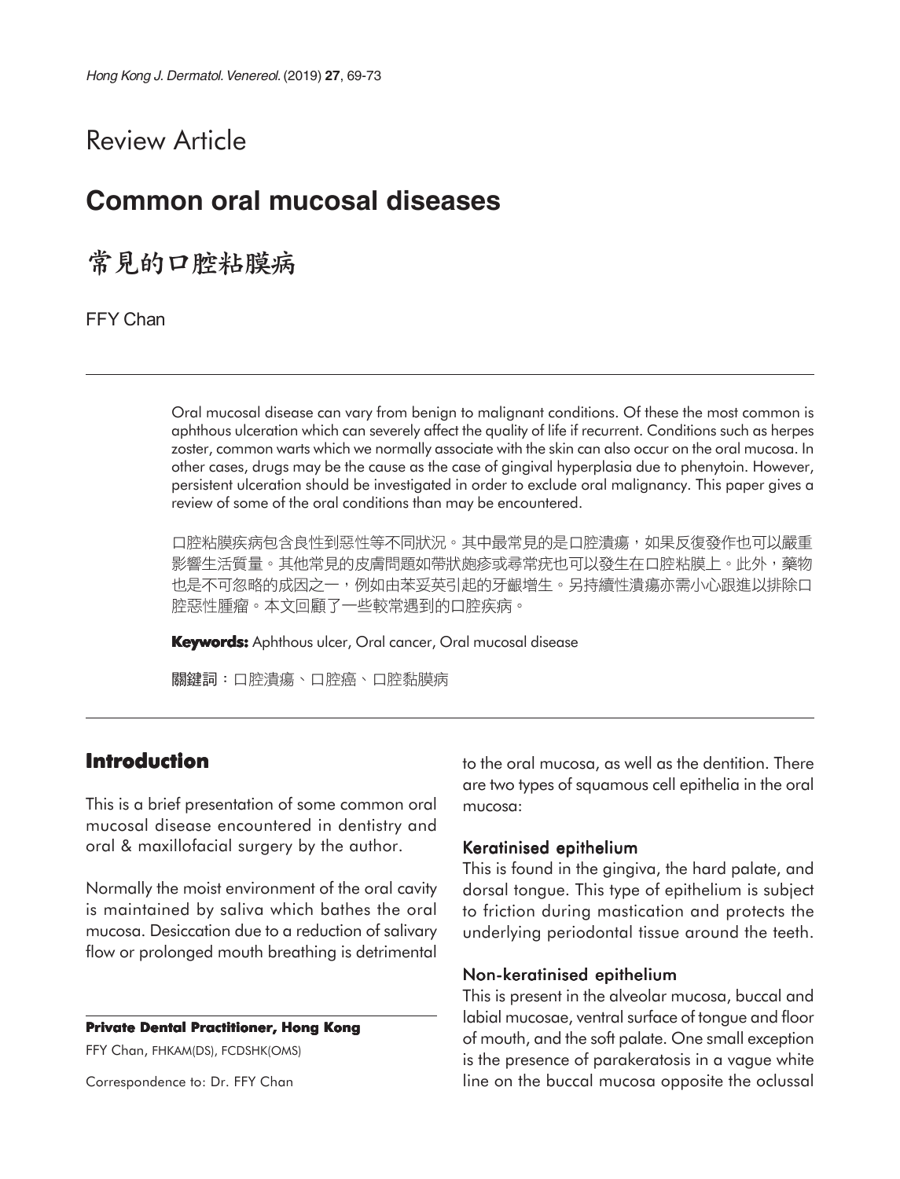Review Article

# Common oral mucosal diseases

# 常見的口腔粘膜病

FFY Chan

Oral mucosal disease can vary from benign to malignant conditions. Of these the most common is aphthous ulceration which can severely affect the quality of life if recurrent. Conditions such as herpes zoster, common warts which we normally associate with the skin can also occur on the oral mucosa. In other cases, drugs may be the cause as the case of gingival hyperplasia due to phenytoin. However, persistent ulceration should be investigated in order to exclude oral malignancy. This paper gives a review of some of the oral conditions than may be encountered.

口腔粘膜疾病包含良性到惡性等不同狀況。其中最常見的是口腔潰瘍，如果反復發作也可以嚴重影響生活質量。其他常見的皮膚問題如帶狀皰疹或尋常疣也可以發生在口腔粘膜上。此外，藥物也是不可忽略的成因之一，例如由苯妥英引起的牙齦增生。另持續性潰瘍亦需小心跟進以排除口腔惡性腫瘤。本文回顧了一些較常遇到的口腔疾病。

**Keywords:** Aphthous ulcer, Oral cancer, Oral mucosal disease

**關鍵詞**：口腔潰瘍、口腔癌、口腔黏膜病

## Introduction

This is a brief presentation of some common oral mucosal disease encountered in dentistry and oral & maxillofacial surgery by the author.

Normally the moist environment of the oral cavity is maintained by saliva which bathes the oral mucosa. Desiccation due to a reduction of salivary flow or prolonged mouth breathing is detrimental to the oral mucosa, as well as the dentition. There are two types of squamous cell epithelia in the oral mucosa:

### Keratinised epithelium

This is found in the gingiva, the hard palate, and dorsal tongue. This type of epithelium is subject to friction during mastication and protects the underlying periodontal tissue around the teeth.

### Non-keratinised epithelium

This is present in the alveolar mucosa, buccal and labial mucosae, ventral surface of tongue and floor of mouth, and the soft palate. One small exception is the presence of parakeratosis in a vague white line on the buccal mucosa opposite the oclussal

**Private Dental Practitioner, Hong Kong**

FFY Chan, FHKAM(DS), FCDSHK(OMS)

Correspondence to: Dr. FFY Chan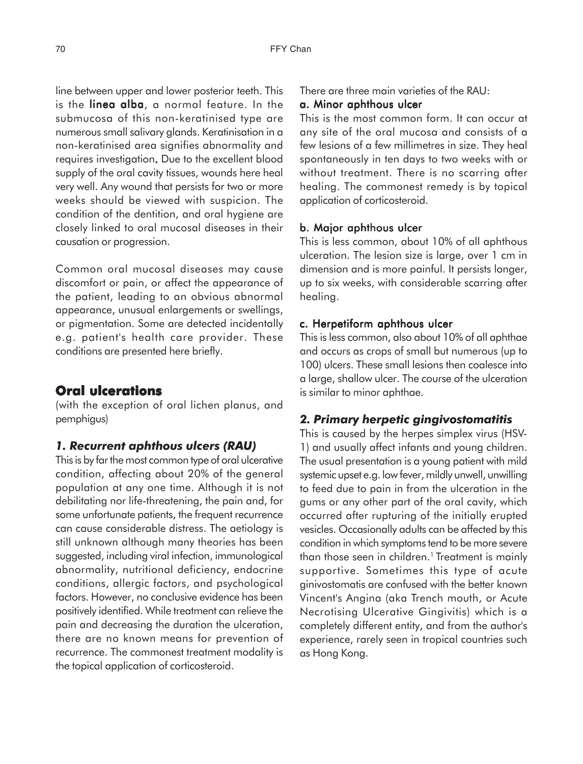line between upper and lower posterior teeth. This is the **linea alba**, a normal feature. In the submucosa of this non-keratinised type are numerous small salivary glands. Keratinisation in a non-keratinised area signifies abnormality and requires investigation**.** Due to the excellent blood supply of the oral cavity tissues, wounds here heal very well. Any wound that persists for two or more weeks should be viewed with suspicion. The condition of the dentition, and oral hygiene are closely linked to oral mucosal diseases in their causation or progression.

Common oral mucosal diseases may cause discomfort or pain, or affect the appearance of the patient, leading to an obvious abnormal appearance, unusual enlargements or swellings, or pigmentation. Some are detected incidentally e.g. patient's health care provider. These conditions are presented here briefly.

## Oral ulcerations

(with the exception of oral lichen planus, and pemphigus)

### *1. Recurrent aphthous ulcers (RAU)*

This is by far the most common type of oral ulcerative condition, affecting about 20% of the general population at any one time. Although it is not debilitating nor life-threatening, the pain and, for some unfortunate patients, the frequent recurrence can cause considerable distress. The aetiology is still unknown although many theories has been suggested, including viral infection, immunological abnormality, nutritional deficiency, endocrine conditions, allergic factors, and psychological factors. However, no conclusive evidence has been positively identified. While treatment can relieve the pain and decreasing the duration the ulceration, there are no known means for prevention of recurrence. The commonest treatment modality is the topical application of corticosteroid.

There are three main varieties of the RAU:

**a. Minor aphthous ulcer**

This is the most common form. It can occur at any site of the oral mucosa and consists of a few lesions of a few millimetres in size. They heal spontaneously in ten days to two weeks with or without treatment. There is no scarring after healing. The commonest remedy is by topical application of corticosteroid.

**b. Major aphthous ulcer**

This is less common, about 10% of all aphthous ulceration. The lesion size is large, over 1 cm in dimension and is more painful. It persists longer, up to six weeks, with considerable scarring after healing.

**c. Herpetiform aphthous ulcer**

This is less common, also about 10% of all aphthae and occurs as crops of small but numerous (up to 100) ulcers. These small lesions then coalesce into a large, shallow ulcer. The course of the ulceration is similar to minor aphthae.

### *2. Primary herpetic gingivostomatitis*

This is caused by the herpes simplex virus (HSV-1) and usually affect infants and young children. The usual presentation is a young patient with mild systemic upset e.g. low fever, mildly unwell, unwilling to feed due to pain in from the ulceration in the gums or any other part of the oral cavity, which occurred after rupturing of the initially erupted vesicles. Occasionally adults can be affected by this condition in which symptoms tend to be more severe than those seen in children.[1] Treatment is mainly supportive. Sometimes this type of acute ginivostomatis are confused with the better known Vincent's Angina (aka Trench mouth, or Acute Necrotising Ulcerative Gingivitis) which is a completely different entity, and from the author's experience, rarely seen in tropical countries such as Hong Kong.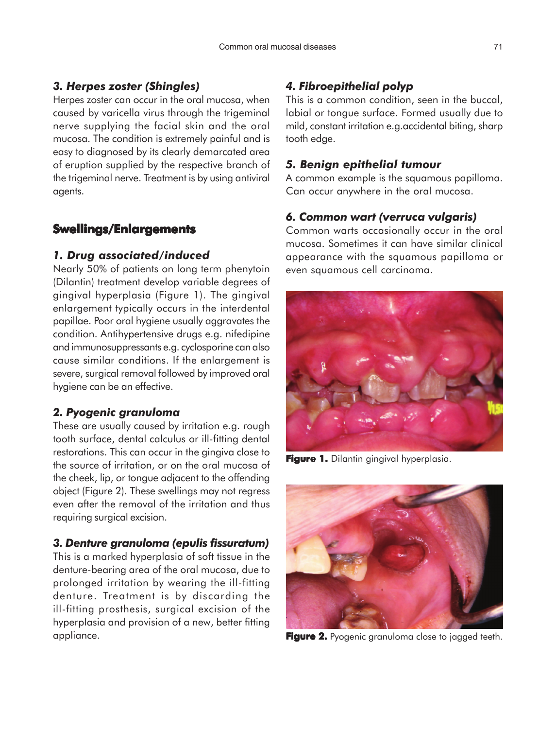### 3. *Herpes zoster (Shingles)*

Herpes zoster can occur in the oral mucosa, when caused by varicella virus through the trigeminal nerve supplying the facial skin and the oral mucosa. The condition is extremely painful and is easy to diagnosed by its clearly demarcated area of eruption supplied by the respective branch of the trigeminal nerve. Treatment is by using antiviral agents.

## Swellings/Enlargements

### 1. *Drug associated/induced*

Nearly 50% of patients on long term phenytoin (Dilantin) treatment develop variable degrees of gingival hyperplasia (Figure 1). The gingival enlargement typically occurs in the interdental papillae. Poor oral hygiene usually aggravates the condition. Antihypertensive drugs e.g. nifedipine and immunosuppressants e.g. cyclosporine can also cause similar conditions. If the enlargement is severe, surgical removal followed by improved oral hygiene can be an effective.

### 2. *Pyogenic granuloma*

These are usually caused by irritation e.g. rough tooth surface, dental calculus or ill-fitting dental restorations. This can occur in the gingiva close to the source of irritation, or on the oral mucosa of the cheek, lip, or tongue adjacent to the offending object (Figure 2). These swellings may not regress even after the removal of the irritation and thus requiring surgical excision.

### 3. *Denture granuloma (epulis fissuratum)*

This is a marked hyperplasia of soft tissue in the denture-bearing area of the oral mucosa, due to prolonged irritation by wearing the ill-fitting denture. Treatment is by discarding the ill-fitting prosthesis, surgical excision of the hyperplasia and provision of a new, better fitting appliance.

### 4. *Fibroepithelial polyp*

This is a common condition, seen in the buccal, labial or tongue surface. Formed usually due to mild, constant irritation e.g.accidental biting, sharp tooth edge.

### 5. *Benign epithelial tumour*

A common example is the squamous papilloma. Can occur anywhere in the oral mucosa.

### 6. *Common wart (verruca vulgaris)*

Common warts occasionally occur in the oral mucosa. Sometimes it can have similar clinical appearance with the squamous papilloma or even squamous cell carcinoma.

**Figure 1.** Dilantin gingival hyperplasia.

**Figure 2.** Pyogenic granuloma close to jagged teeth.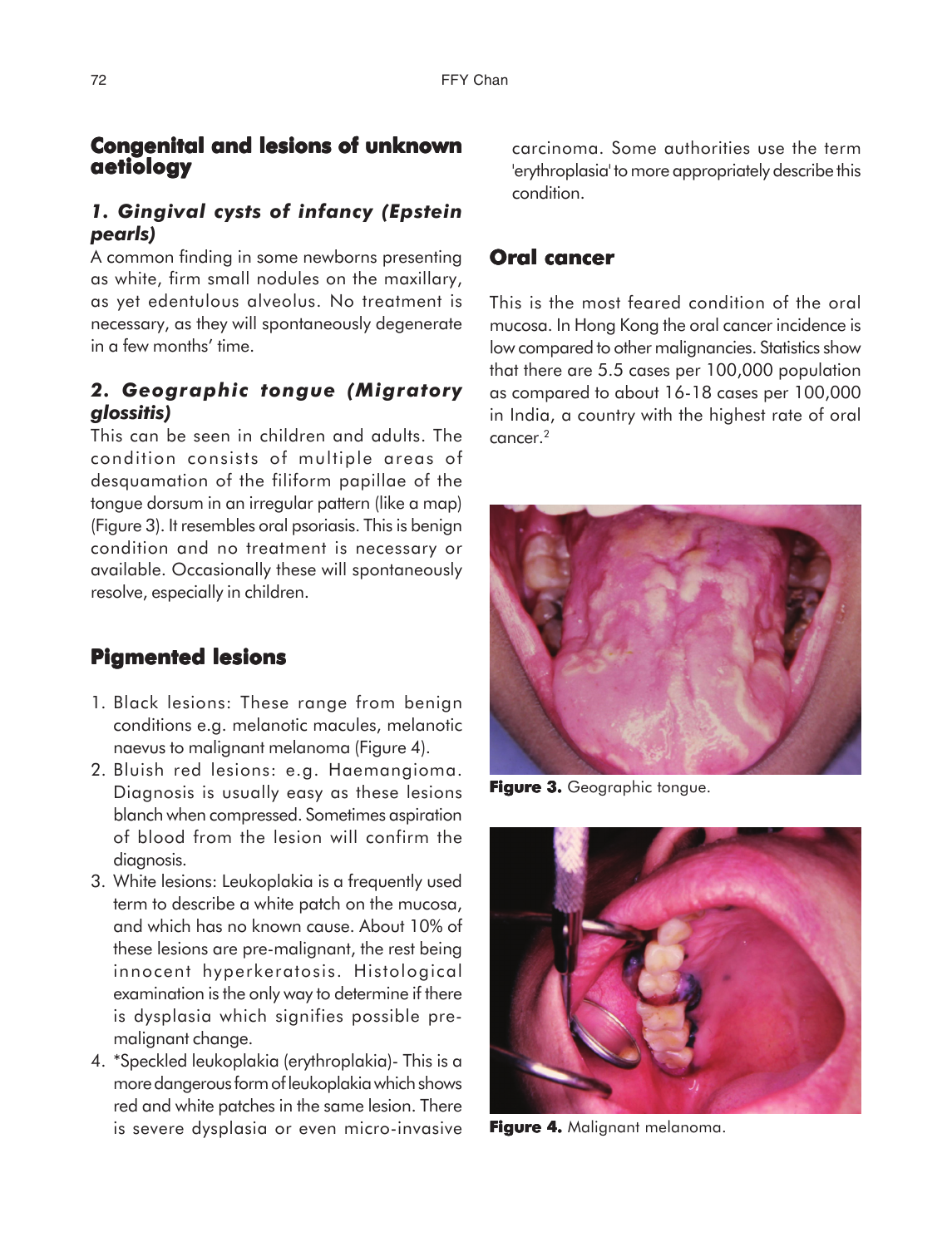## Congenital and lesions of unknown aetiology

### *1. Gingival cysts of infancy (Epstein pearls)*

A common finding in some newborns presenting as white, firm small nodules on the maxillary, as yet edentulous alveolus. No treatment is necessary, as they will spontaneously degenerate in a few months' time.

### *2. Geographic tongue (Migratory glossitis)*

This can be seen in children and adults. The condition consists of multiple areas of desquamation of the filiform papillae of the tongue dorsum in an irregular pattern (like a map) (Figure 3). It resembles oral psoriasis. This is benign condition and no treatment is necessary or available. Occasionally these will spontaneously resolve, especially in children.

## Pigmented lesions

1. Black lesions: These range from benign conditions e.g. melanotic macules, melanotic naevus to malignant melanoma (Figure 4).
2. Bluish red lesions: e.g. Haemangioma. Diagnosis is usually easy as these lesions blanch when compressed. Sometimes aspiration of blood from the lesion will confirm the diagnosis.
3. White lesions: Leukoplakia is a frequently used term to describe a white patch on the mucosa, and which has no known cause. About 10% of these lesions are pre-malignant, the rest being innocent hyperkeratosis. Histological examination is the only way to determine if there is dysplasia which signifies possible pre-malignant change.
4. *Speckled leukoplakia (erythroplakia)- This is a more dangerous form of leukoplakia which shows red and white patches in the same lesion. There is severe dysplasia or even micro-invasive carcinoma. Some authorities use the term 'erythroplasia' to more appropriately describe this condition.

## Oral cancer

This is the most feared condition of the oral mucosa. In Hong Kong the oral cancer incidence is low compared to other malignancies. Statistics show that there are 5.5 cases per 100,000 population as compared to about 16-18 cases per 100,000 in India, a country with the highest rate of oral cancer.[2]

**Figure 3.** Geographic tongue.

**Figure 4.** Malignant melanoma.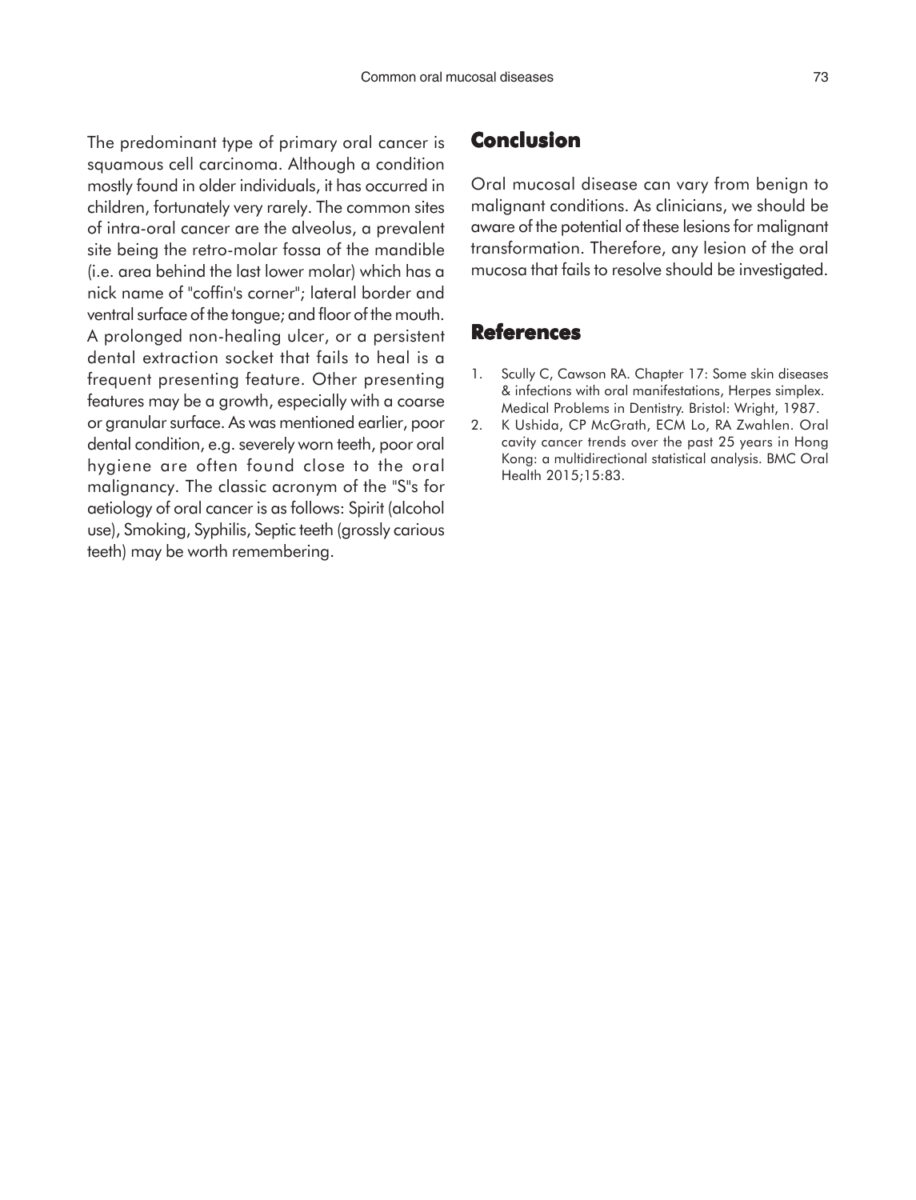The predominant type of primary oral cancer is squamous cell carcinoma. Although a condition mostly found in older individuals, it has occurred in children, fortunately very rarely. The common sites of intra-oral cancer are the alveolus, a prevalent site being the retro-molar fossa of the mandible (i.e. area behind the last lower molar) which has a nick name of "coffin's corner"; lateral border and ventral surface of the tongue; and floor of the mouth. A prolonged non-healing ulcer, or a persistent dental extraction socket that fails to heal is a frequent presenting feature. Other presenting features may be a growth, especially with a coarse or granular surface. As was mentioned earlier, poor dental condition, e.g. severely worn teeth, poor oral hygiene are often found close to the oral malignancy. The classic acronym of the "S"s for aetiology of oral cancer is as follows: Spirit (alcohol use), Smoking, Syphilis, Septic teeth (grossly carious teeth) may be worth remembering.

## Conclusion

Oral mucosal disease can vary from benign to malignant conditions. As clinicians, we should be aware of the potential of these lesions for malignant transformation. Therefore, any lesion of the oral mucosa that fails to resolve should be investigated.

## References

1. Scully C, Cawson RA. Chapter 17: Some skin diseases & infections with oral manifestations, Herpes simplex. Medical Problems in Dentistry. Bristol: Wright, 1987.
2. K Ushida, CP McGrath, ECM Lo, RA Zwahlen. Oral cavity cancer trends over the past 25 years in Hong Kong: a multidirectional statistical analysis. BMC Oral Health 2015;15:83.